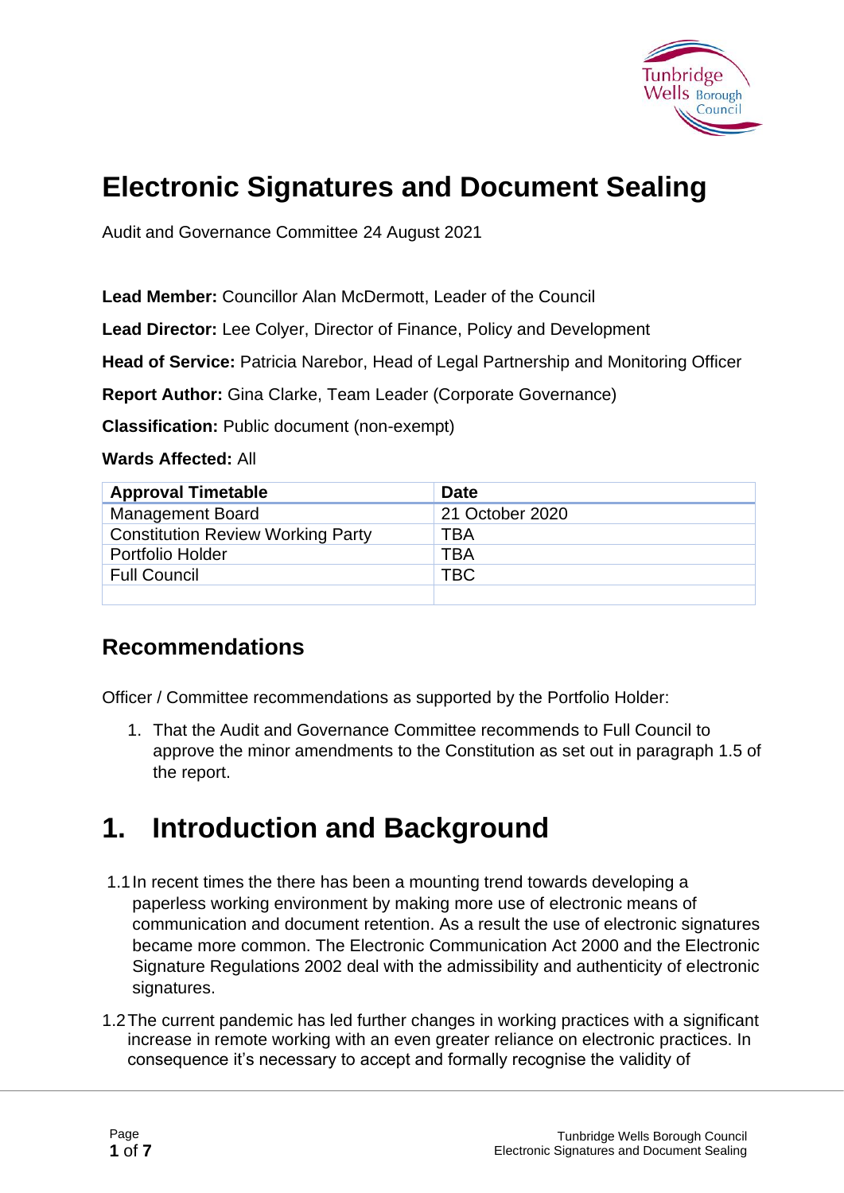# Electronic Signatures and Document Sealing

Audit and Governance Committee 24 August 2021

**Lead Member:** Councillor Alan McDermott, Leader of the Council

**Lead Director:** Lee Colyer, Director of Finance, Policy and Development

**Head of Service:** Patricia Narebor, Head of Legal Partnership and Monitoring Officer

**Report Author:** Gina Clarke, Team Leader (Corporate Governance)

**Classification:** Public document (non-exempt)

**Wards Affected:** All

| Approval Timetable | Date |
|---|---|
| Management Board | 21 October 2020 |
| Constitution Review Working Party | TBA |
| Portfolio Holder | TBA |
| Full Council | TBC |
| | |

## Recommendations

Officer / Committee recommendations as supported by the Portfolio Holder:

1. That the Audit and Governance Committee recommends to Full Council to approve the minor amendments to the Constitution as set out in paragraph 1.5 of the report.

# 1. Introduction and Background

1.1 In recent times the there has been a mounting trend towards developing a paperless working environment by making more use of electronic means of communication and document retention. As a result the use of electronic signatures became more common. The Electronic Communication Act 2000 and the Electronic Signature Regulations 2002 deal with the admissibility and authenticity of electronic signatures.

1.2 The current pandemic has led further changes in working practices with a significant increase in remote working with an even greater reliance on electronic practices. In consequence it's necessary to accept and formally recognise the validity of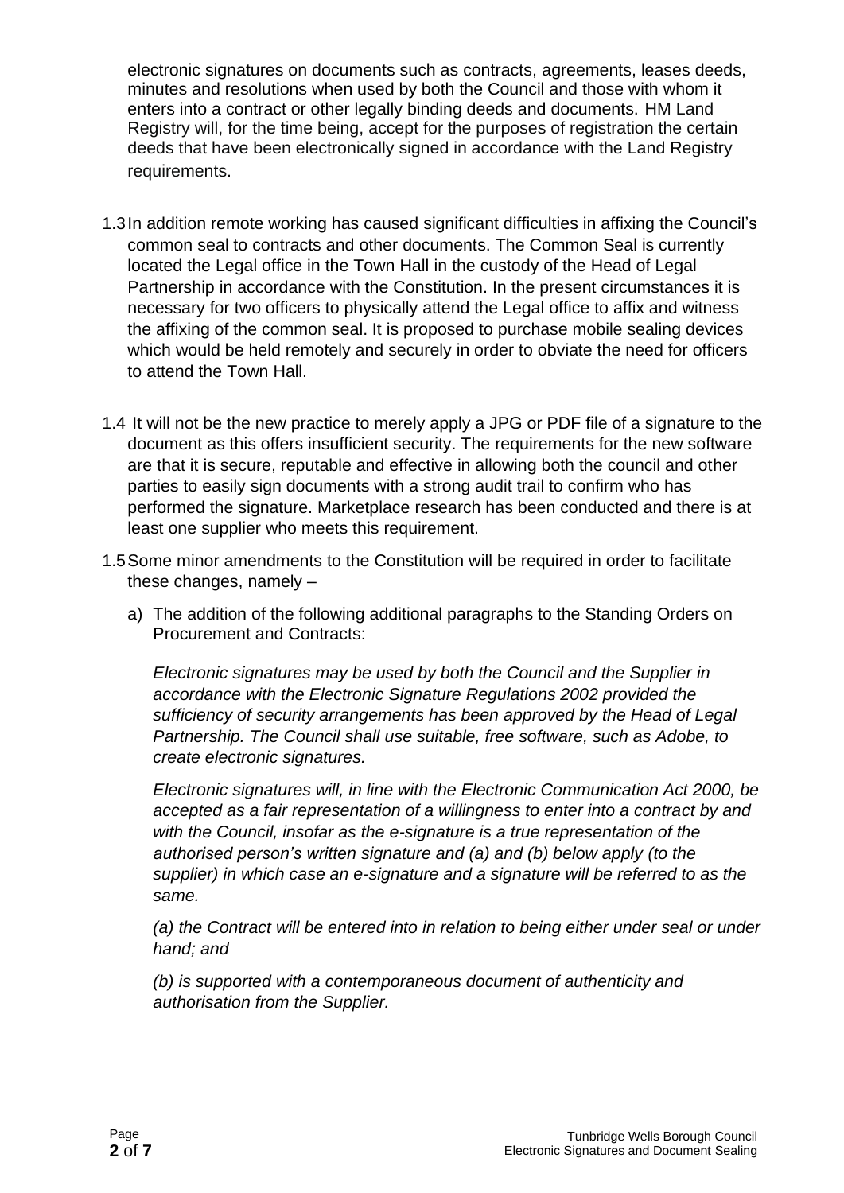electronic signatures on documents such as contracts, agreements, leases deeds, minutes and resolutions when used by both the Council and those with whom it enters into a contract or other legally binding deeds and documents. HM Land Registry will, for the time being, accept for the purposes of registration the certain deeds that have been electronically signed in accordance with the Land Registry requirements.

1.3 In addition remote working has caused significant difficulties in affixing the Council's common seal to contracts and other documents. The Common Seal is currently located the Legal office in the Town Hall in the custody of the Head of Legal Partnership in accordance with the Constitution. In the present circumstances it is necessary for two officers to physically attend the Legal office to affix and witness the affixing of the common seal. It is proposed to purchase mobile sealing devices which would be held remotely and securely in order to obviate the need for officers to attend the Town Hall.

1.4 It will not be the new practice to merely apply a JPG or PDF file of a signature to the document as this offers insufficient security. The requirements for the new software are that it is secure, reputable and effective in allowing both the council and other parties to easily sign documents with a strong audit trail to confirm who has performed the signature. Marketplace research has been conducted and there is at least one supplier who meets this requirement.

1.5 Some minor amendments to the Constitution will be required in order to facilitate these changes, namely –

a) The addition of the following additional paragraphs to the Standing Orders on Procurement and Contracts:

*Electronic signatures may be used by both the Council and the Supplier in accordance with the Electronic Signature Regulations 2002 provided the sufficiency of security arrangements has been approved by the Head of Legal Partnership. The Council shall use suitable, free software, such as Adobe, to create electronic signatures.*

*Electronic signatures will, in line with the Electronic Communication Act 2000, be accepted as a fair representation of a willingness to enter into a contract by and with the Council, insofar as the e-signature is a true representation of the authorised person's written signature and (a) and (b) below apply (to the supplier) in which case an e-signature and a signature will be referred to as the same.*

*(a) the Contract will be entered into in relation to being either under seal or under hand; and*

*(b) is supported with a contemporaneous document of authenticity and authorisation from the Supplier.*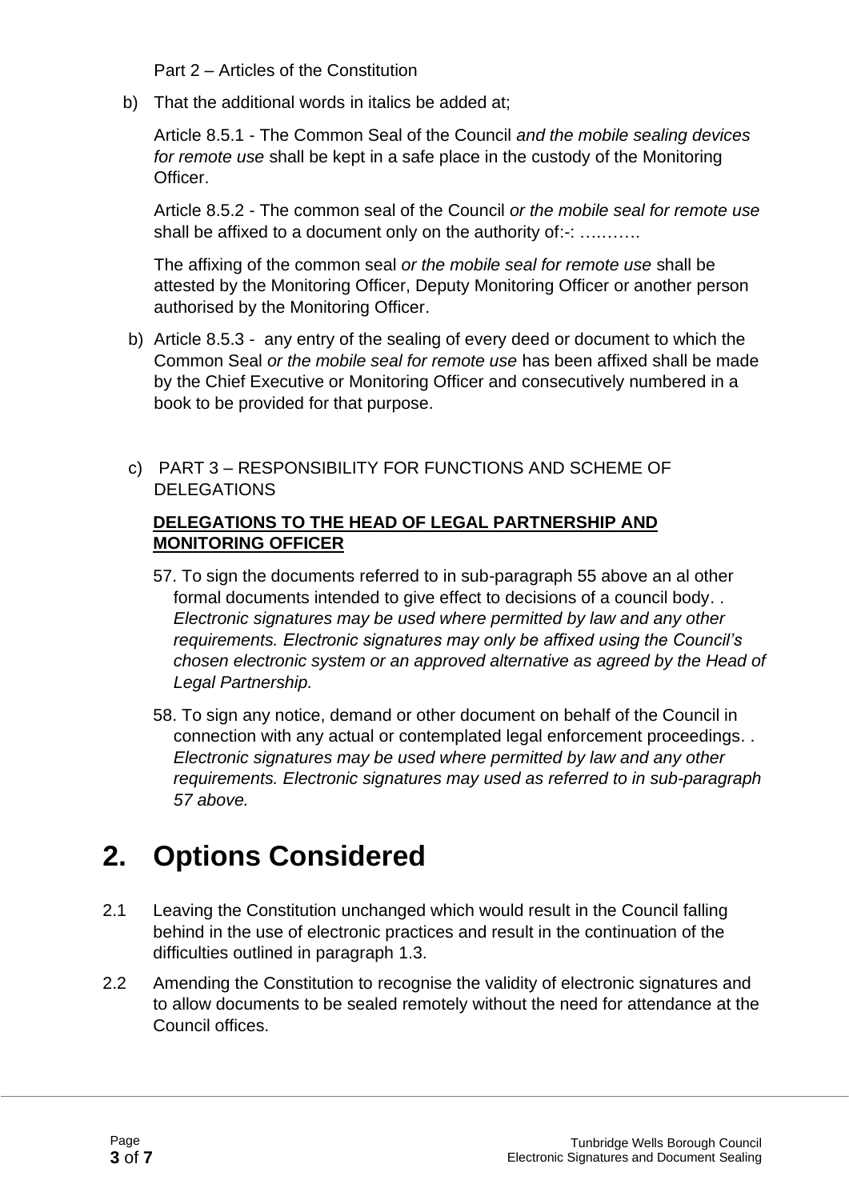Part 2 – Articles of the Constitution

b) That the additional words in italics be added at;

Article 8.5.1 - The Common Seal of the Council *and the mobile sealing devices for remote use* shall be kept in a safe place in the custody of the Monitoring Officer.

Article 8.5.2 - The common seal of the Council *or the mobile seal for remote use* shall be affixed to a document only on the authority of:-: ……….

The affixing of the common seal *or the mobile seal for remote use* shall be attested by the Monitoring Officer, Deputy Monitoring Officer or another person authorised by the Monitoring Officer.

b) Article 8.5.3 - any entry of the sealing of every deed or document to which the Common Seal *or the mobile seal for remote use* has been affixed shall be made by the Chief Executive or Monitoring Officer and consecutively numbered in a book to be provided for that purpose.

c) PART 3 – RESPONSIBILITY FOR FUNCTIONS AND SCHEME OF DELEGATIONS

**DELEGATIONS TO THE HEAD OF LEGAL PARTNERSHIP AND MONITORING OFFICER**

57. To sign the documents referred to in sub-paragraph 55 above an al other formal documents intended to give effect to decisions of a council body. . *Electronic signatures may be used where permitted by law and any other requirements. Electronic signatures may only be affixed using the Council's chosen electronic system or an approved alternative as agreed by the Head of Legal Partnership.*

58. To sign any notice, demand or other document on behalf of the Council in connection with any actual or contemplated legal enforcement proceedings. . *Electronic signatures may be used where permitted by law and any other requirements. Electronic signatures may used as referred to in sub-paragraph 57 above.*

# 2. Options Considered

2.1 Leaving the Constitution unchanged which would result in the Council falling behind in the use of electronic practices and result in the continuation of the difficulties outlined in paragraph 1.3.

2.2 Amending the Constitution to recognise the validity of electronic signatures and to allow documents to be sealed remotely without the need for attendance at the Council offices.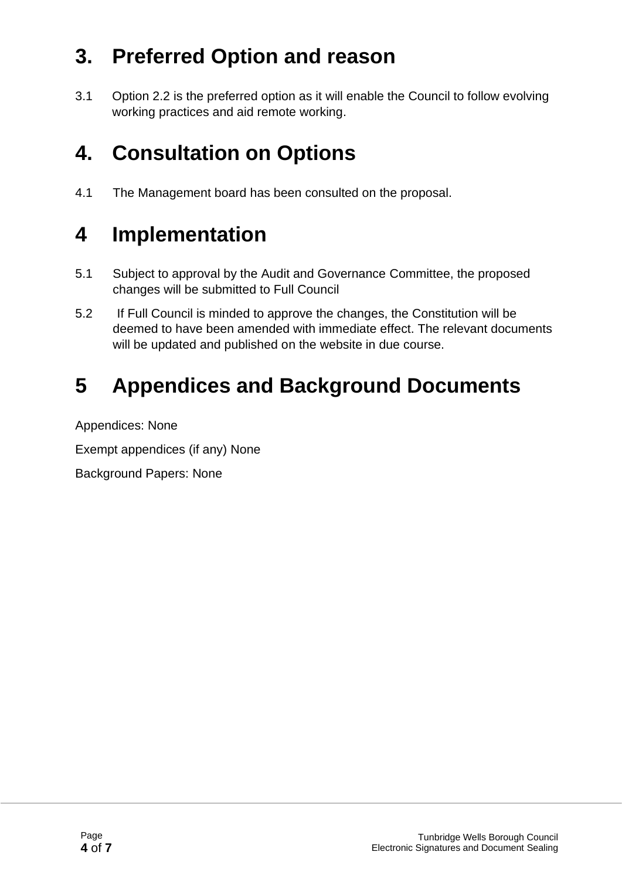# 3. Preferred Option and reason

3.1 Option 2.2 is the preferred option as it will enable the Council to follow evolving working practices and aid remote working.

# 4. Consultation on Options

4.1 The Management board has been consulted on the proposal.

# 4 Implementation

5.1 Subject to approval by the Audit and Governance Committee, the proposed changes will be submitted to Full Council

5.2 If Full Council is minded to approve the changes, the Constitution will be deemed to have been amended with immediate effect. The relevant documents will be updated and published on the website in due course.

# 5 Appendices and Background Documents

Appendices: None

Exempt appendices (if any) None

Background Papers: None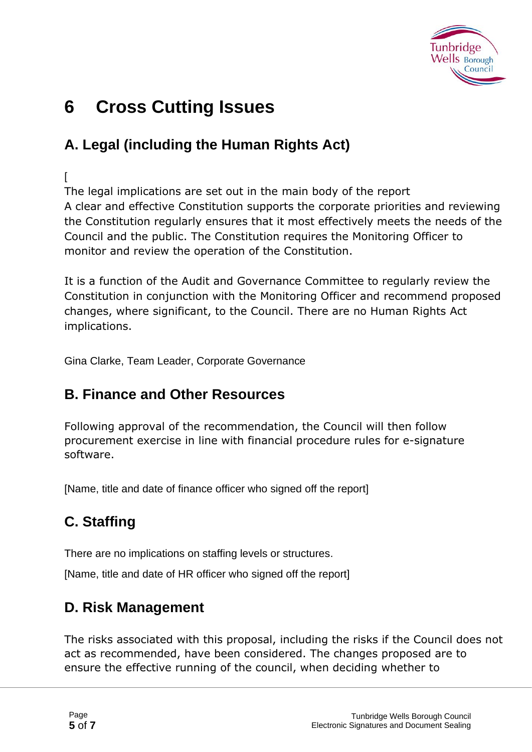# 6 Cross Cutting Issues

## A. Legal (including the Human Rights Act)

[
The legal implications are set out in the main body of the report
A clear and effective Constitution supports the corporate priorities and reviewing the Constitution regularly ensures that it most effectively meets the needs of the Council and the public. The Constitution requires the Monitoring Officer to monitor and review the operation of the Constitution.

It is a function of the Audit and Governance Committee to regularly review the Constitution in conjunction with the Monitoring Officer and recommend proposed changes, where significant, to the Council. There are no Human Rights Act implications.

Gina Clarke, Team Leader, Corporate Governance

## B. Finance and Other Resources

Following approval of the recommendation, the Council will then follow procurement exercise in line with financial procedure rules for e-signature software.

[Name, title and date of finance officer who signed off the report]

## C. Staffing

There are no implications on staffing levels or structures.

[Name, title and date of HR officer who signed off the report]

## D. Risk Management

The risks associated with this proposal, including the risks if the Council does not act as recommended, have been considered. The changes proposed are to ensure the effective running of the council, when deciding whether to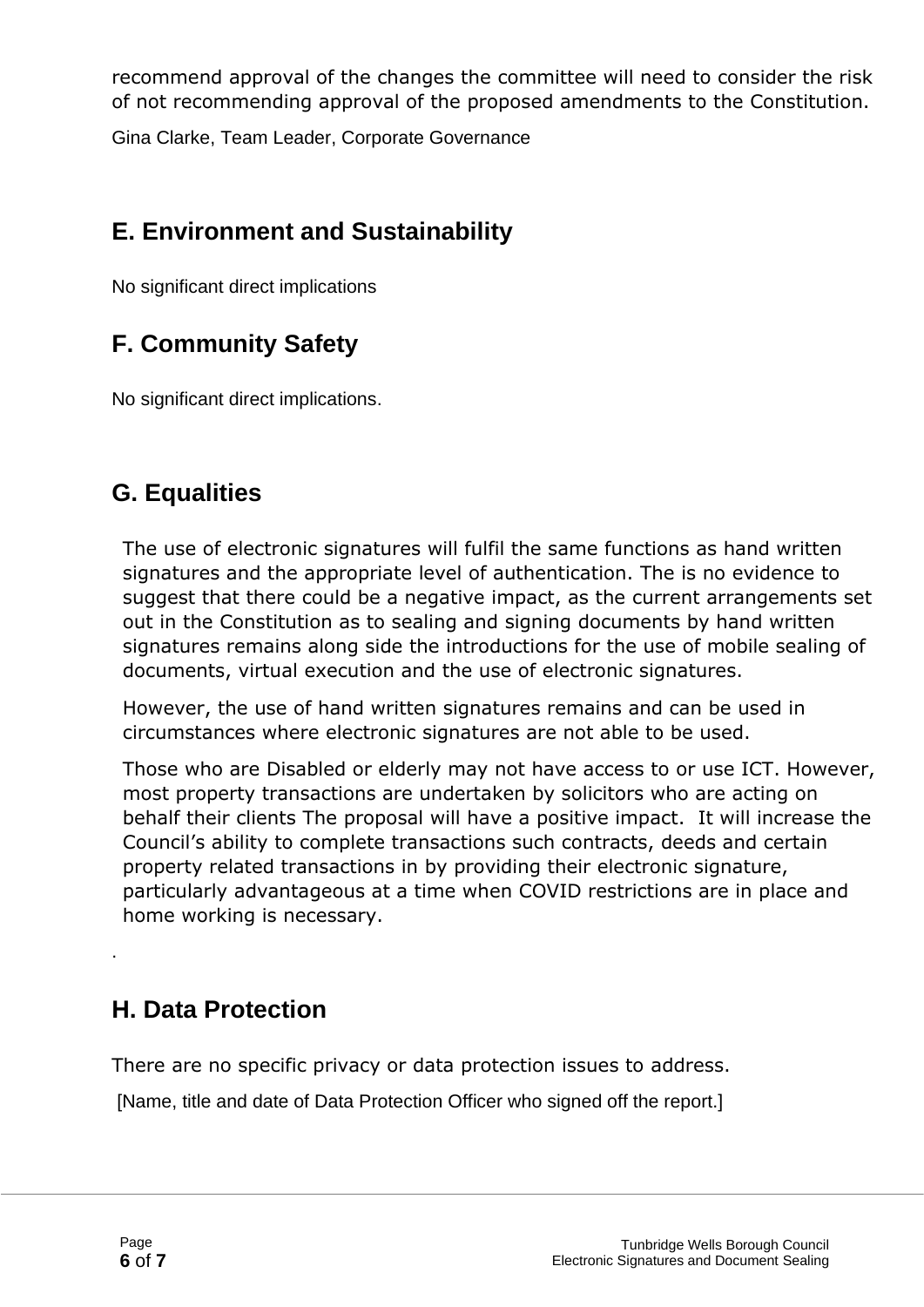recommend approval of the changes the committee will need to consider the risk of not recommending approval of the proposed amendments to the Constitution.

Gina Clarke, Team Leader, Corporate Governance

## E. Environment and Sustainability

No significant direct implications

## F. Community Safety

No significant direct implications.

## G. Equalities

The use of electronic signatures will fulfil the same functions as hand written signatures and the appropriate level of authentication. The is no evidence to suggest that there could be a negative impact, as the current arrangements set out in the Constitution as to sealing and signing documents by hand written signatures remains along side the introductions for the use of mobile sealing of documents, virtual execution and the use of electronic signatures.

However, the use of hand written signatures remains and can be used in circumstances where electronic signatures are not able to be used.

Those who are Disabled or elderly may not have access to or use ICT. However, most property transactions are undertaken by solicitors who are acting on behalf their clients The proposal will have a positive impact. It will increase the Council's ability to complete transactions such contracts, deeds and certain property related transactions in by providing their electronic signature, particularly advantageous at a time when COVID restrictions are in place and home working is necessary.

.

## H. Data Protection

There are no specific privacy or data protection issues to address.

[Name, title and date of Data Protection Officer who signed off the report.]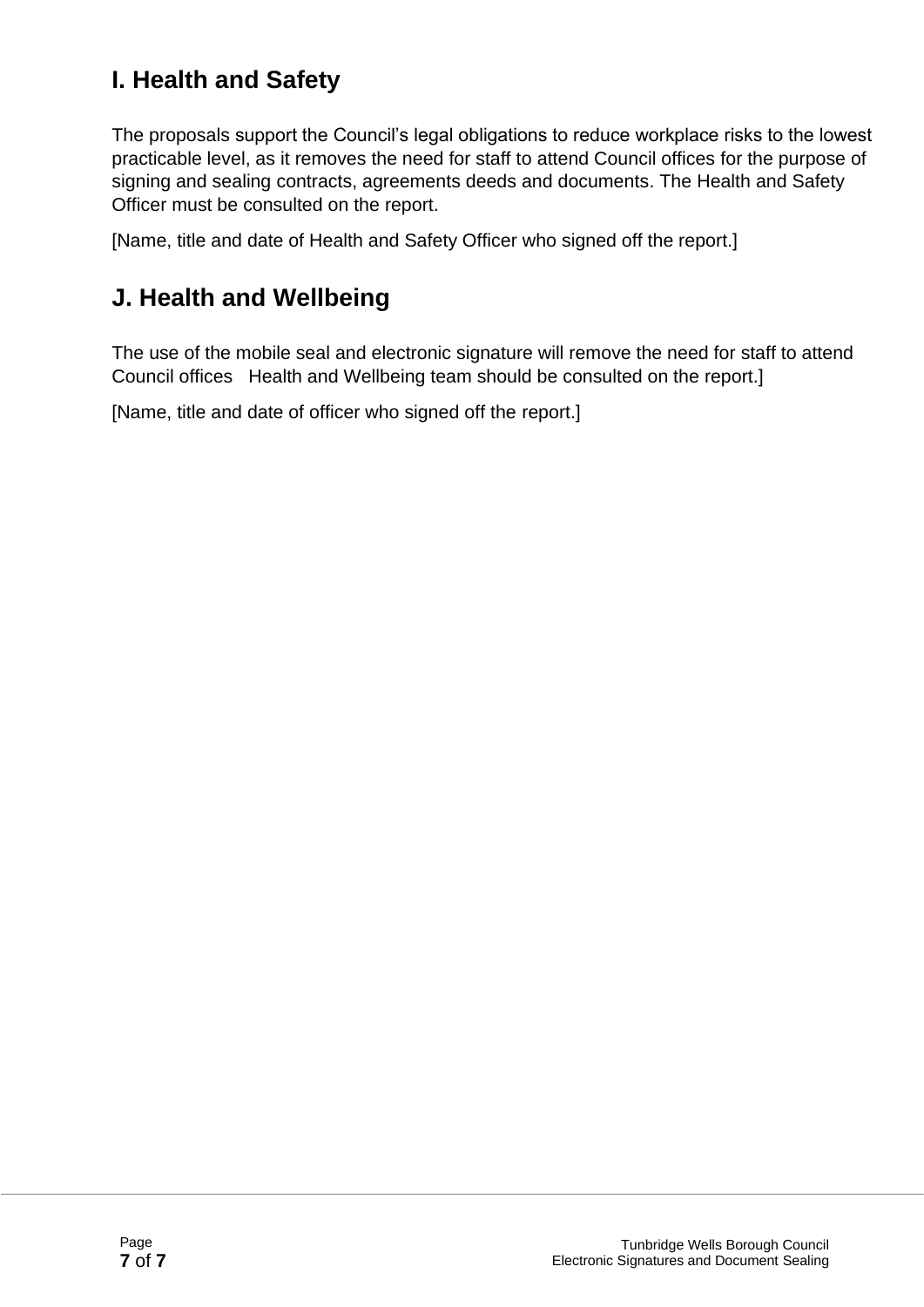## I. Health and Safety

The proposals support the Council's legal obligations to reduce workplace risks to the lowest practicable level, as it removes the need for staff to attend Council offices for the purpose of signing and sealing contracts, agreements deeds and documents. The Health and Safety Officer must be consulted on the report.

[Name, title and date of Health and Safety Officer who signed off the report.]

## J. Health and Wellbeing

The use of the mobile seal and electronic signature will remove the need for staff to attend Council offices   Health and Wellbeing team should be consulted on the report.]

[Name, title and date of officer who signed off the report.]